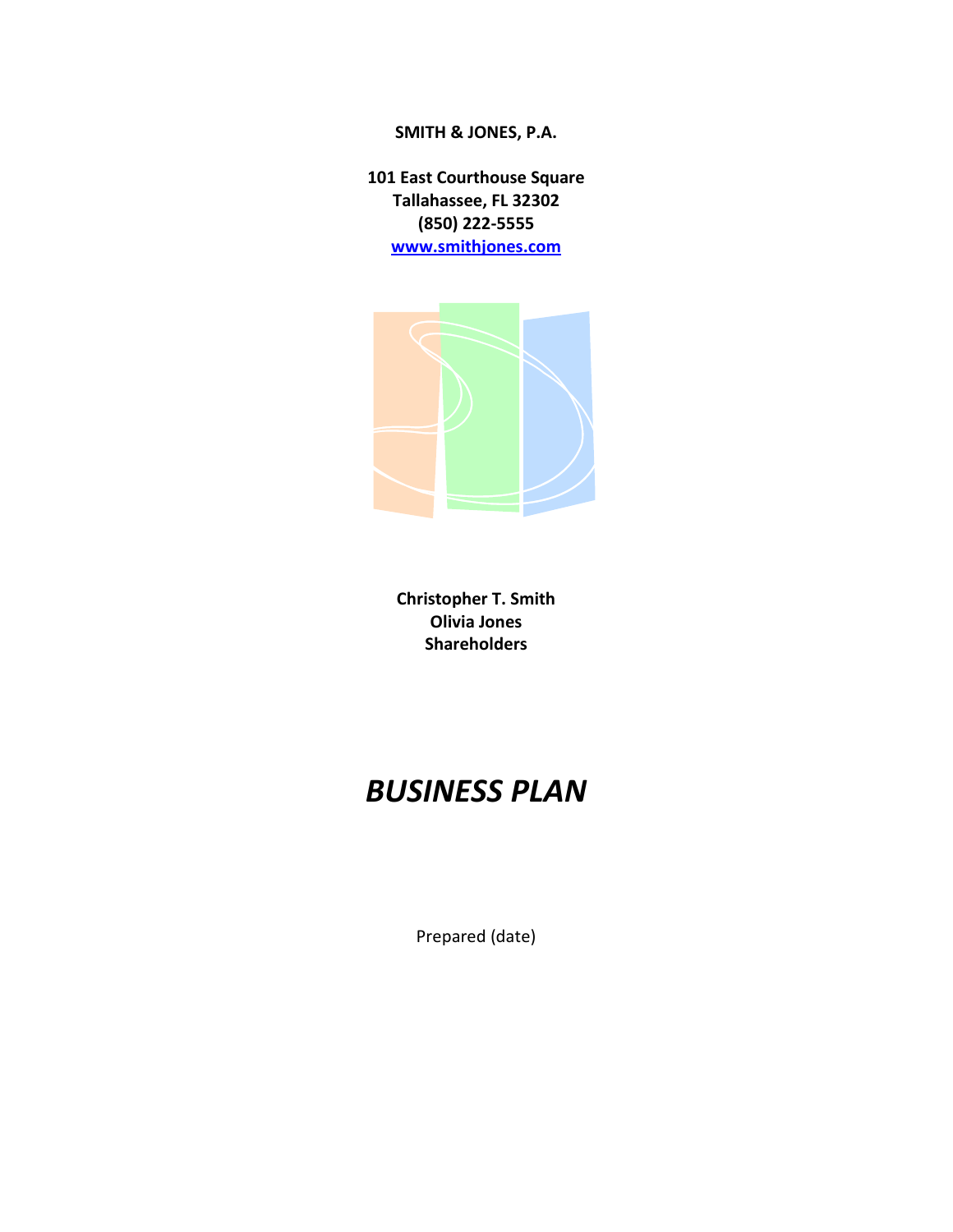**SMITH & JONES, P.A.**

**101 East Courthouse Square**
**Tallahassee, FL 32302**
**(850) 222-5555**
**[www.smithjones.com](http://www.smithjones.com)**

**Christopher T. Smith**
**Olivia Jones**
**Shareholders**

# *BUSINESS PLAN*

Prepared (date)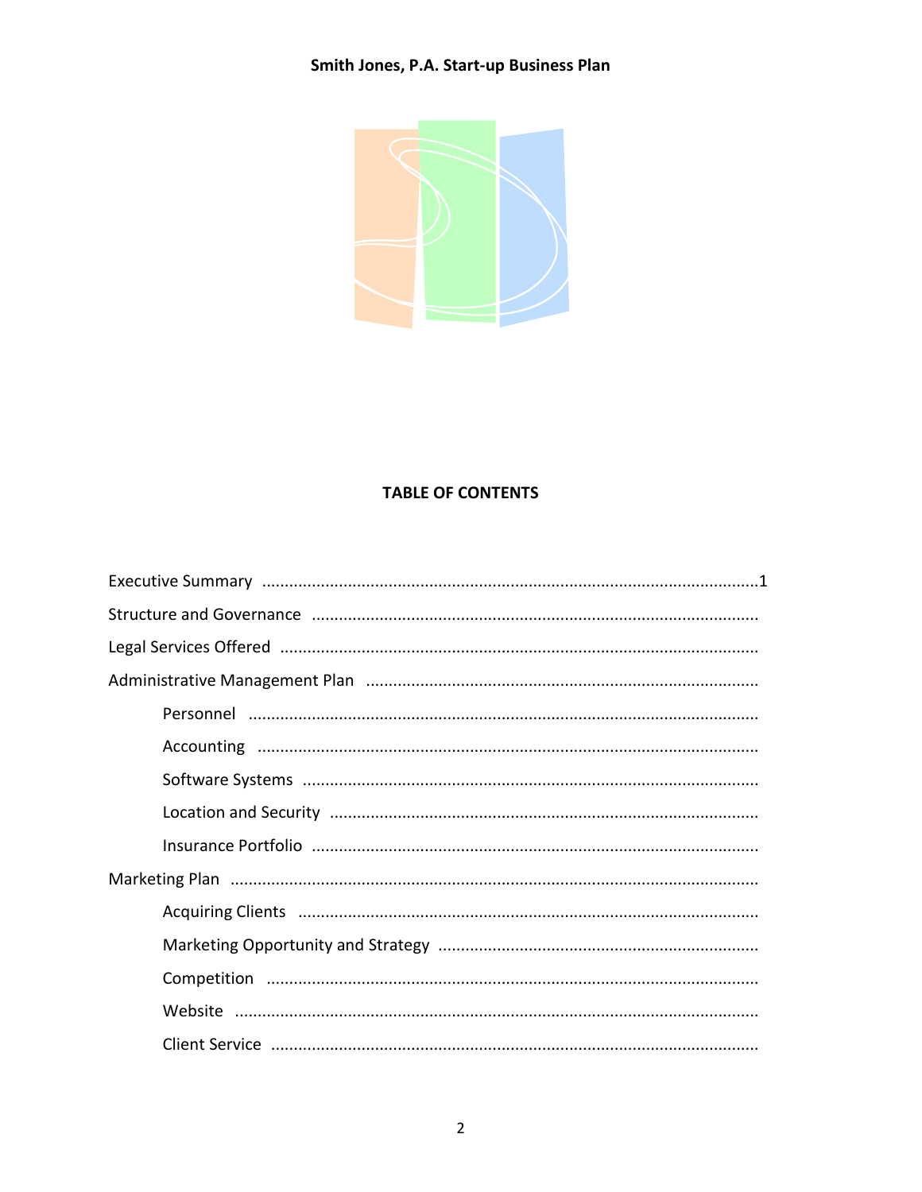**TABLE OF CONTENTS**

Executive Summary ............................................................................................................1

Structure and Governance ..................................................................................................

Legal Services Offered .........................................................................................................

Administrative Management Plan ......................................................................................

- Personnel ..................................................................................................................
- Accounting ...............................................................................................................
- Software Systems ......................................................................................................
- Location and Security ...............................................................................................
- Insurance Portfolio ...................................................................................................

Marketing Plan ....................................................................................................................

- Acquiring Clients ......................................................................................................
- Marketing Opportunity and Strategy ........................................................................
- Competition .............................................................................................................
- Website ....................................................................................................................
- Client Service ...........................................................................................................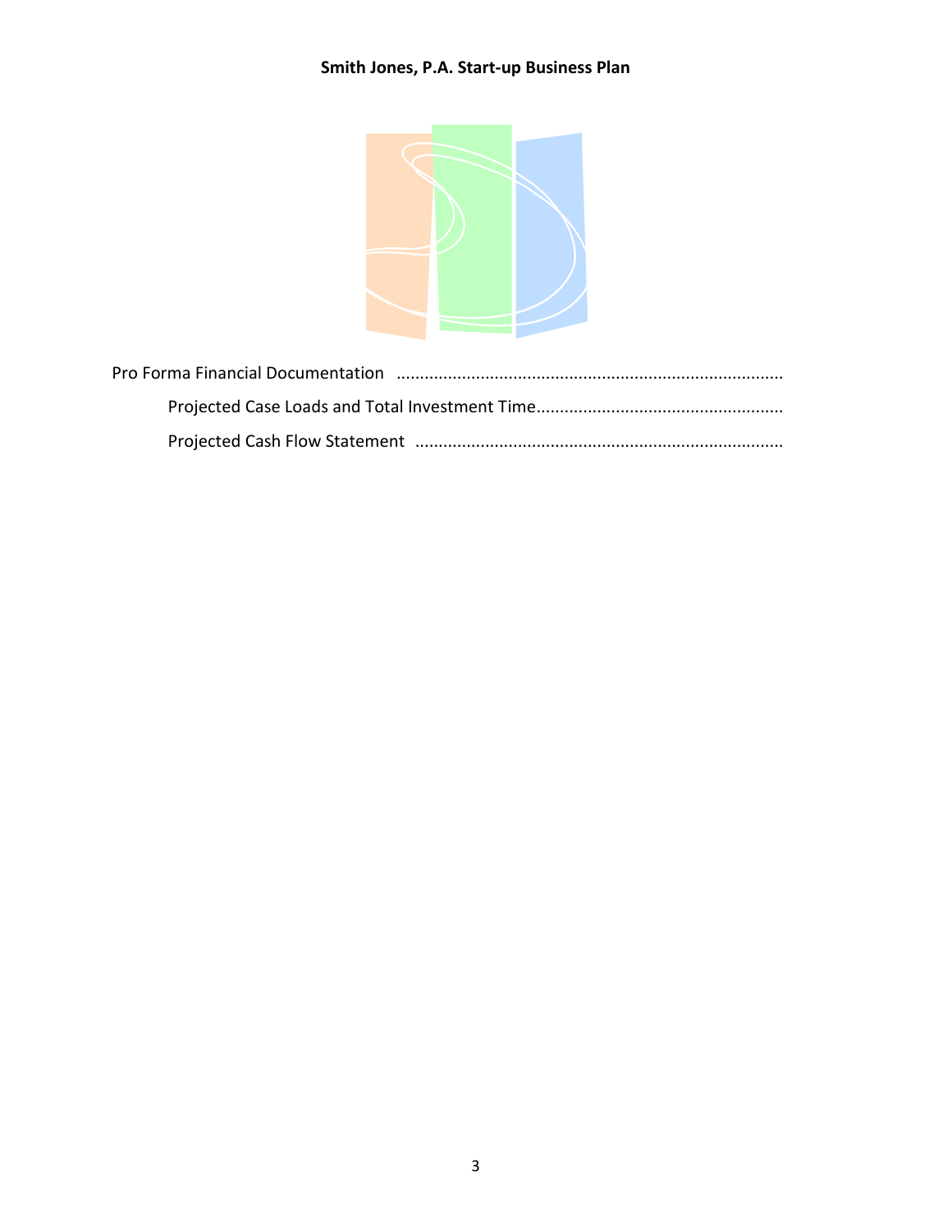Pro Forma Financial Documentation .................................................................................

Projected Case Loads and Total Investment Time....................................................

Projected Cash Flow Statement .............................................................................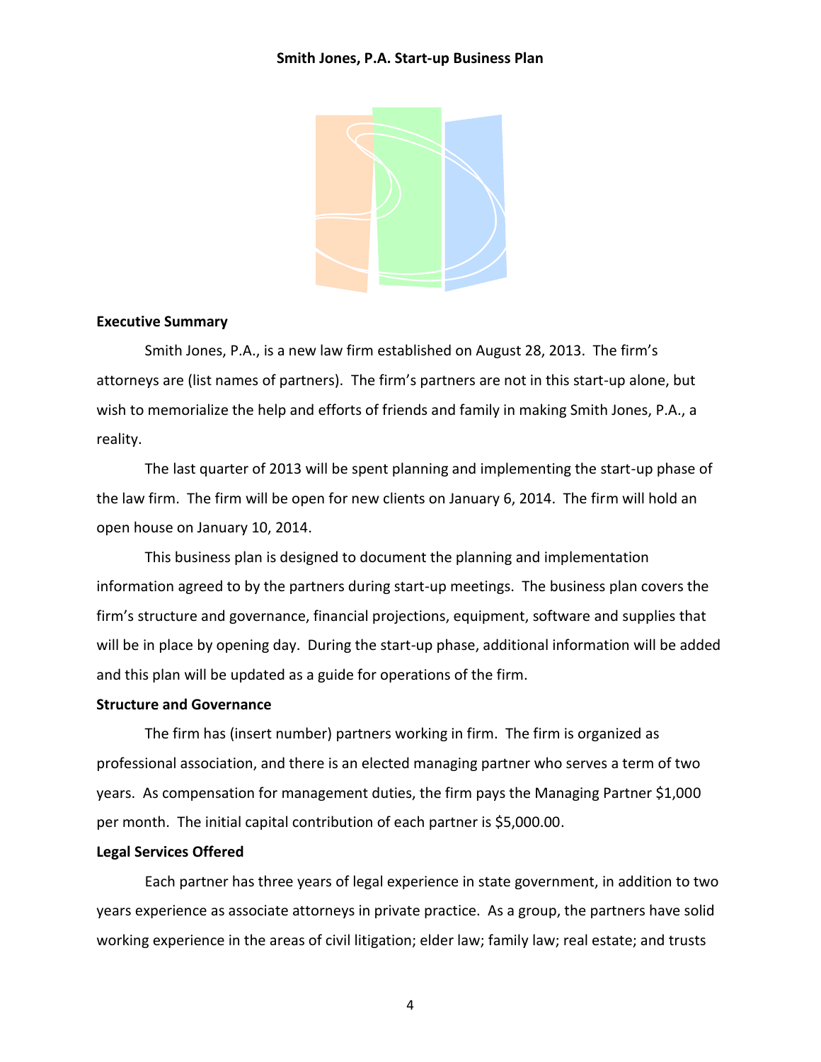Smith Jones, P.A. Start-up Business Plan

## Executive Summary

Smith Jones, P.A., is a new law firm established on August 28, 2013. The firm's attorneys are (list names of partners). The firm's partners are not in this start-up alone, but wish to memorialize the help and efforts of friends and family in making Smith Jones, P.A., a reality.

The last quarter of 2013 will be spent planning and implementing the start-up phase of the law firm. The firm will be open for new clients on January 6, 2014. The firm will hold an open house on January 10, 2014.

This business plan is designed to document the planning and implementation information agreed to by the partners during start-up meetings. The business plan covers the firm's structure and governance, financial projections, equipment, software and supplies that will be in place by opening day. During the start-up phase, additional information will be added and this plan will be updated as a guide for operations of the firm.

## Structure and Governance

The firm has (insert number) partners working in firm. The firm is organized as professional association, and there is an elected managing partner who serves a term of two years. As compensation for management duties, the firm pays the Managing Partner $1,000 per month. The initial capital contribution of each partner is $5,000.00.

## Legal Services Offered

Each partner has three years of legal experience in state government, in addition to two years experience as associate attorneys in private practice. As a group, the partners have solid working experience in the areas of civil litigation; elder law; family law; real estate; and trusts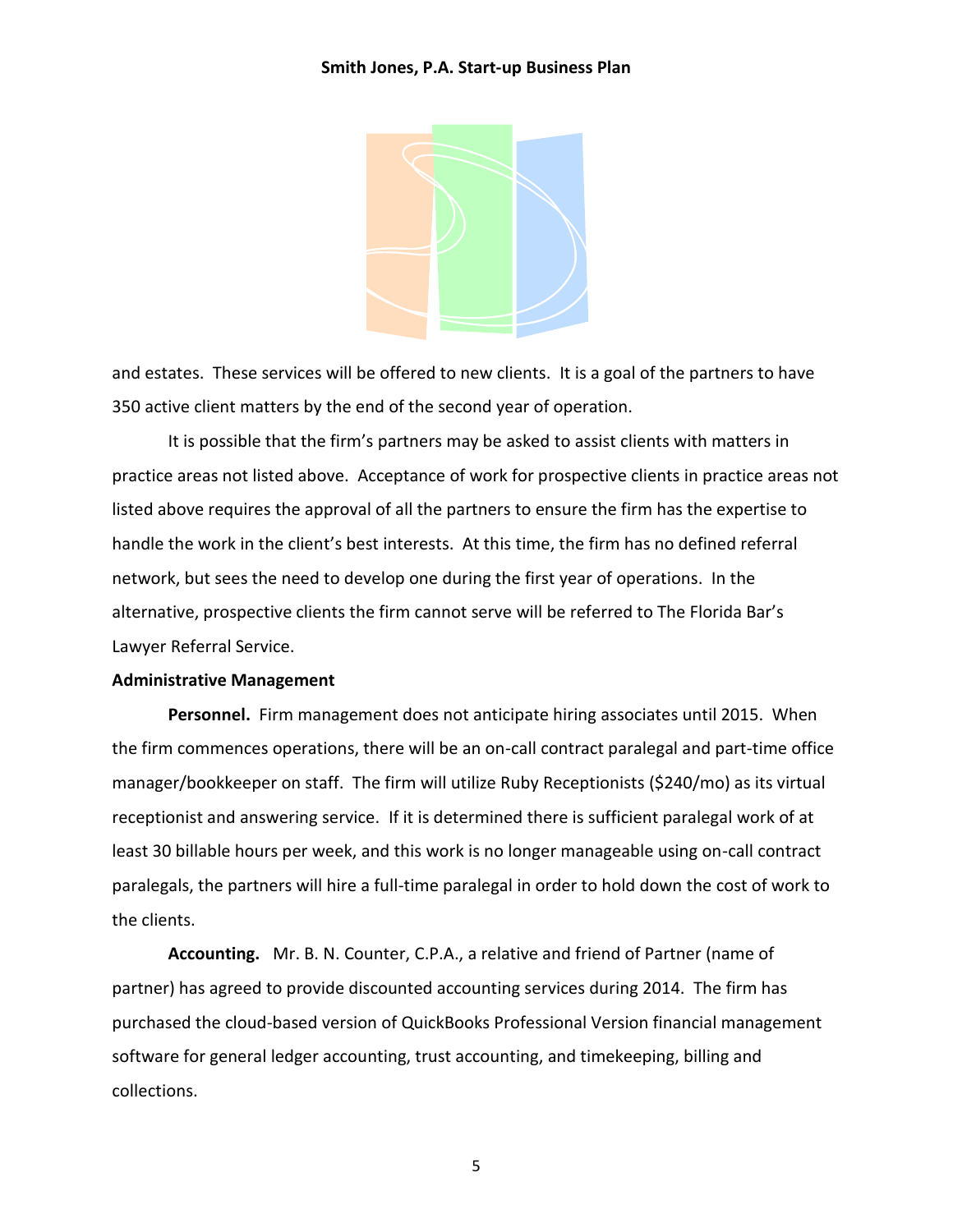and estates. These services will be offered to new clients. It is a goal of the partners to have 350 active client matters by the end of the second year of operation.

It is possible that the firm's partners may be asked to assist clients with matters in practice areas not listed above. Acceptance of work for prospective clients in practice areas not listed above requires the approval of all the partners to ensure the firm has the expertise to handle the work in the client's best interests. At this time, the firm has no defined referral network, but sees the need to develop one during the first year of operations. In the alternative, prospective clients the firm cannot serve will be referred to The Florida Bar's Lawyer Referral Service.

**Administrative Management**

**Personnel.** Firm management does not anticipate hiring associates until 2015. When the firm commences operations, there will be an on-call contract paralegal and part-time office manager/bookkeeper on staff. The firm will utilize Ruby Receptionists ($240/mo) as its virtual receptionist and answering service. If it is determined there is sufficient paralegal work of at least 30 billable hours per week, and this work is no longer manageable using on-call contract paralegals, the partners will hire a full-time paralegal in order to hold down the cost of work to the clients.

**Accounting.** Mr. B. N. Counter, C.P.A., a relative and friend of Partner (name of partner) has agreed to provide discounted accounting services during 2014. The firm has purchased the cloud-based version of QuickBooks Professional Version financial management software for general ledger accounting, trust accounting, and timekeeping, billing and collections.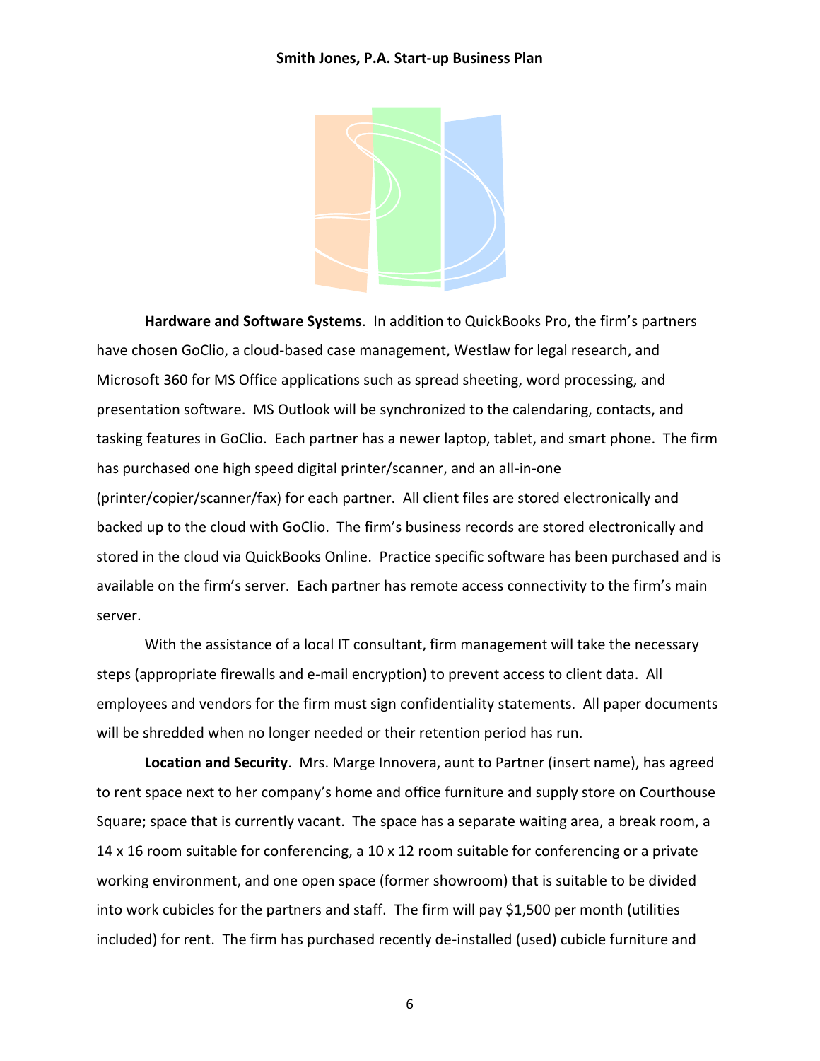**Hardware and Software Systems**. In addition to QuickBooks Pro, the firm's partners have chosen GoClio, a cloud-based case management, Westlaw for legal research, and Microsoft 360 for MS Office applications such as spread sheeting, word processing, and presentation software. MS Outlook will be synchronized to the calendaring, contacts, and tasking features in GoClio. Each partner has a newer laptop, tablet, and smart phone. The firm has purchased one high speed digital printer/scanner, and an all-in-one (printer/copier/scanner/fax) for each partner. All client files are stored electronically and backed up to the cloud with GoClio. The firm's business records are stored electronically and stored in the cloud via QuickBooks Online. Practice specific software has been purchased and is available on the firm's server. Each partner has remote access connectivity to the firm's main server.

With the assistance of a local IT consultant, firm management will take the necessary steps (appropriate firewalls and e-mail encryption) to prevent access to client data. All employees and vendors for the firm must sign confidentiality statements. All paper documents will be shredded when no longer needed or their retention period has run.

**Location and Security**. Mrs. Marge Innovera, aunt to Partner (insert name), has agreed to rent space next to her company's home and office furniture and supply store on Courthouse Square; space that is currently vacant. The space has a separate waiting area, a break room, a 14 x 16 room suitable for conferencing, a 10 x 12 room suitable for conferencing or a private working environment, and one open space (former showroom) that is suitable to be divided into work cubicles for the partners and staff. The firm will pay $1,500 per month (utilities included) for rent. The firm has purchased recently de-installed (used) cubicle furniture and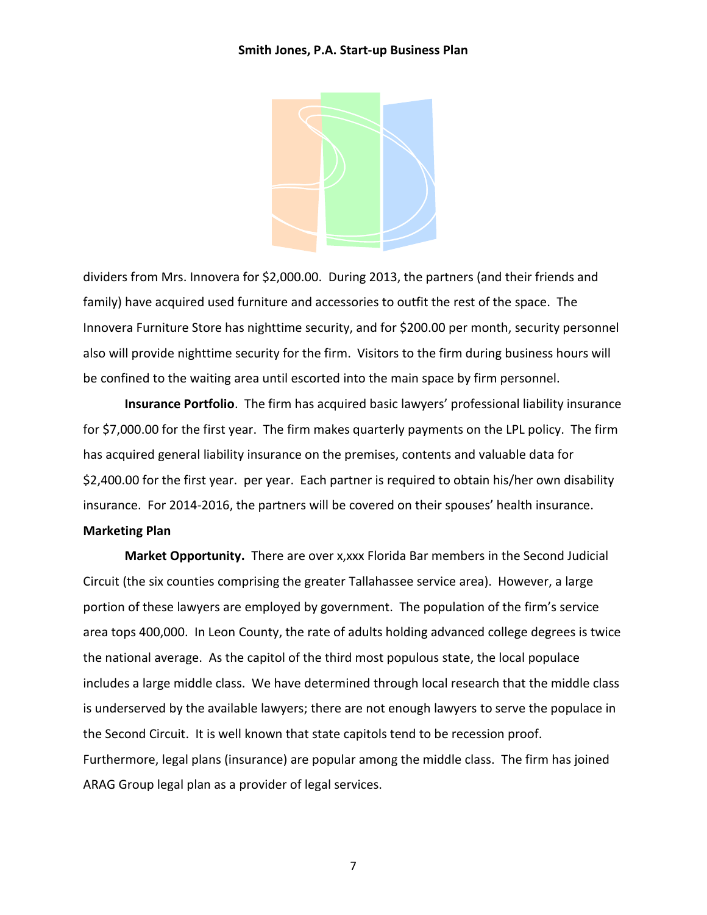dividers from Mrs. Innovera for $2,000.00. During 2013, the partners (and their friends and family) have acquired used furniture and accessories to outfit the rest of the space. The Innovera Furniture Store has nighttime security, and for $200.00 per month, security personnel also will provide nighttime security for the firm. Visitors to the firm during business hours will be confined to the waiting area until escorted into the main space by firm personnel.

**Insurance Portfolio**. The firm has acquired basic lawyers' professional liability insurance for $7,000.00 for the first year. The firm makes quarterly payments on the LPL policy. The firm has acquired general liability insurance on the premises, contents and valuable data for $2,400.00 for the first year. per year. Each partner is required to obtain his/her own disability insurance. For 2014-2016, the partners will be covered on their spouses' health insurance.

**Marketing Plan**

**Market Opportunity.** There are over x,xxx Florida Bar members in the Second Judicial Circuit (the six counties comprising the greater Tallahassee service area). However, a large portion of these lawyers are employed by government. The population of the firm's service area tops 400,000. In Leon County, the rate of adults holding advanced college degrees is twice the national average. As the capitol of the third most populous state, the local populace includes a large middle class. We have determined through local research that the middle class is underserved by the available lawyers; there are not enough lawyers to serve the populace in the Second Circuit. It is well known that state capitols tend to be recession proof. Furthermore, legal plans (insurance) are popular among the middle class. The firm has joined ARAG Group legal plan as a provider of legal services.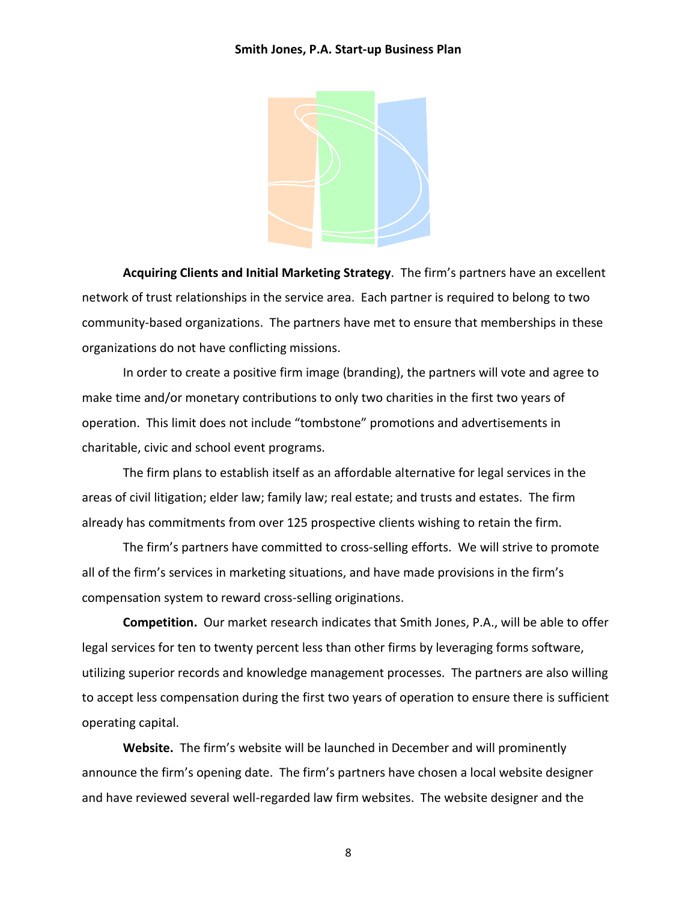**Acquiring Clients and Initial Marketing Strategy**. The firm's partners have an excellent network of trust relationships in the service area. Each partner is required to belong to two community-based organizations. The partners have met to ensure that memberships in these organizations do not have conflicting missions.

In order to create a positive firm image (branding), the partners will vote and agree to make time and/or monetary contributions to only two charities in the first two years of operation. This limit does not include "tombstone" promotions and advertisements in charitable, civic and school event programs.

The firm plans to establish itself as an affordable alternative for legal services in the areas of civil litigation; elder law; family law; real estate; and trusts and estates. The firm already has commitments from over 125 prospective clients wishing to retain the firm.

The firm's partners have committed to cross-selling efforts. We will strive to promote all of the firm's services in marketing situations, and have made provisions in the firm's compensation system to reward cross-selling originations.

**Competition.** Our market research indicates that Smith Jones, P.A., will be able to offer legal services for ten to twenty percent less than other firms by leveraging forms software, utilizing superior records and knowledge management processes. The partners are also willing to accept less compensation during the first two years of operation to ensure there is sufficient operating capital.

**Website.** The firm's website will be launched in December and will prominently announce the firm's opening date. The firm's partners have chosen a local website designer and have reviewed several well-regarded law firm websites. The website designer and the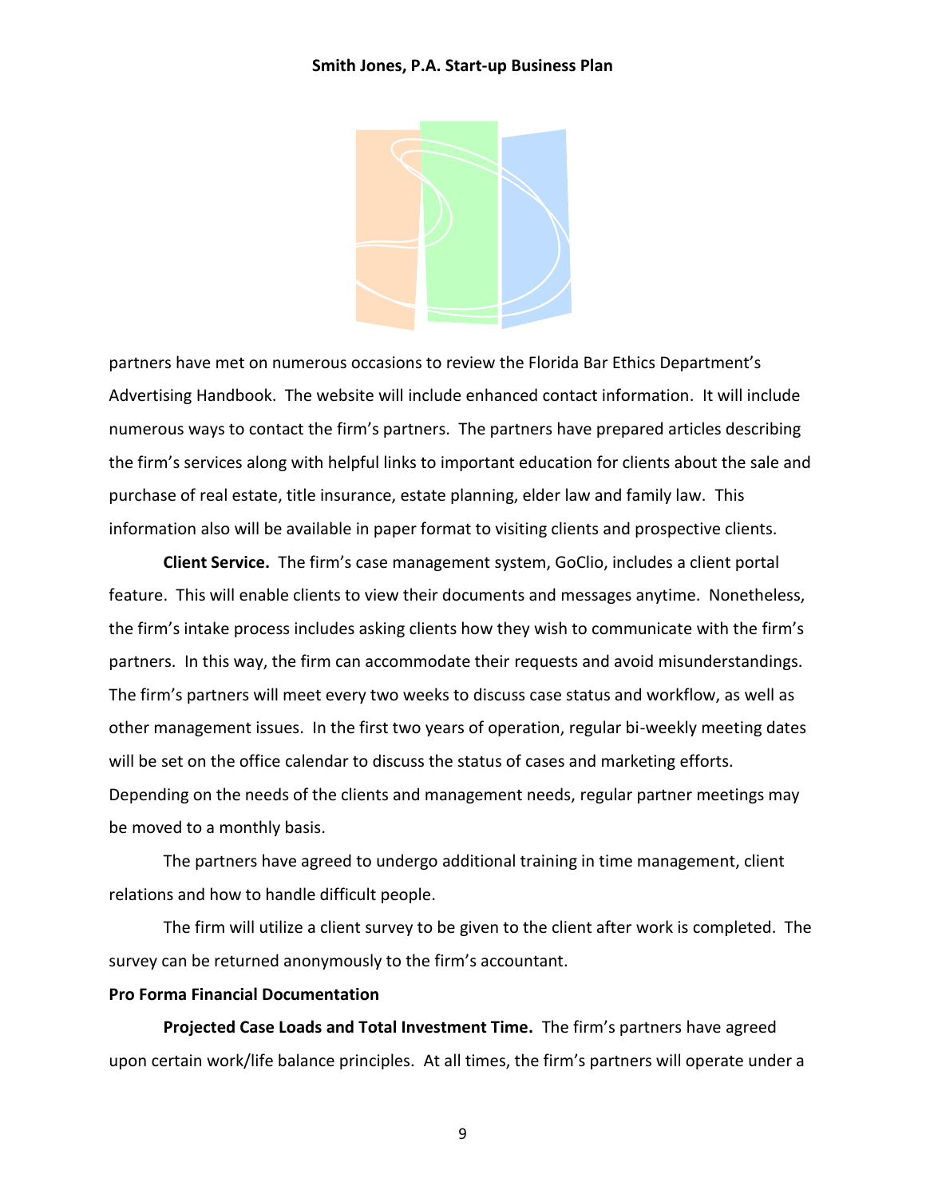partners have met on numerous occasions to review the Florida Bar Ethics Department's Advertising Handbook. The website will include enhanced contact information. It will include numerous ways to contact the firm's partners. The partners have prepared articles describing the firm's services along with helpful links to important education for clients about the sale and purchase of real estate, title insurance, estate planning, elder law and family law. This information also will be available in paper format to visiting clients and prospective clients.

**Client Service.** The firm's case management system, GoClio, includes a client portal feature. This will enable clients to view their documents and messages anytime. Nonetheless, the firm's intake process includes asking clients how they wish to communicate with the firm's partners. In this way, the firm can accommodate their requests and avoid misunderstandings. The firm's partners will meet every two weeks to discuss case status and workflow, as well as other management issues. In the first two years of operation, regular bi-weekly meeting dates will be set on the office calendar to discuss the status of cases and marketing efforts. Depending on the needs of the clients and management needs, regular partner meetings may be moved to a monthly basis.

The partners have agreed to undergo additional training in time management, client relations and how to handle difficult people.

The firm will utilize a client survey to be given to the client after work is completed. The survey can be returned anonymously to the firm's accountant.

**Pro Forma Financial Documentation**

**Projected Case Loads and Total Investment Time.** The firm's partners have agreed upon certain work/life balance principles. At all times, the firm's partners will operate under a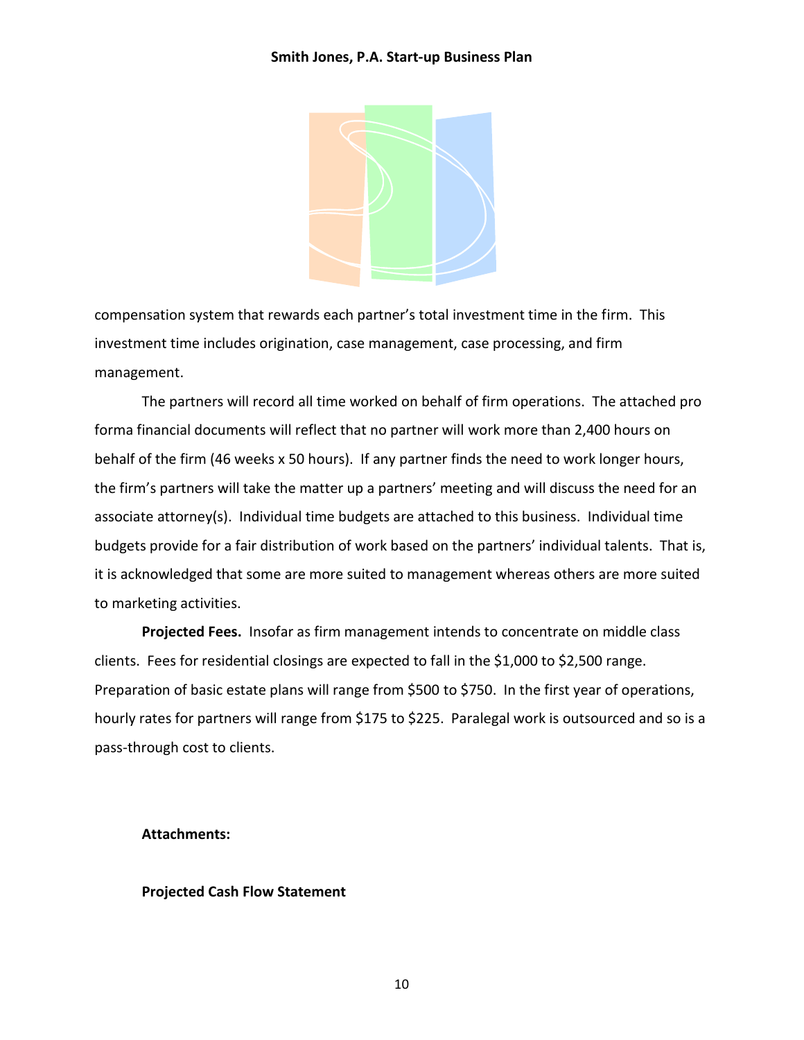compensation system that rewards each partner's total investment time in the firm. This investment time includes origination, case management, case processing, and firm management.

The partners will record all time worked on behalf of firm operations. The attached pro forma financial documents will reflect that no partner will work more than 2,400 hours on behalf of the firm (46 weeks x 50 hours). If any partner finds the need to work longer hours, the firm's partners will take the matter up a partners' meeting and will discuss the need for an associate attorney(s). Individual time budgets are attached to this business. Individual time budgets provide for a fair distribution of work based on the partners' individual talents. That is, it is acknowledged that some are more suited to management whereas others are more suited to marketing activities.

**Projected Fees.** Insofar as firm management intends to concentrate on middle class clients. Fees for residential closings are expected to fall in the $1,000 to $2,500 range. Preparation of basic estate plans will range from $500 to $750. In the first year of operations, hourly rates for partners will range from $175 to $225. Paralegal work is outsourced and so is a pass-through cost to clients.

**Attachments:**

**Projected Cash Flow Statement**